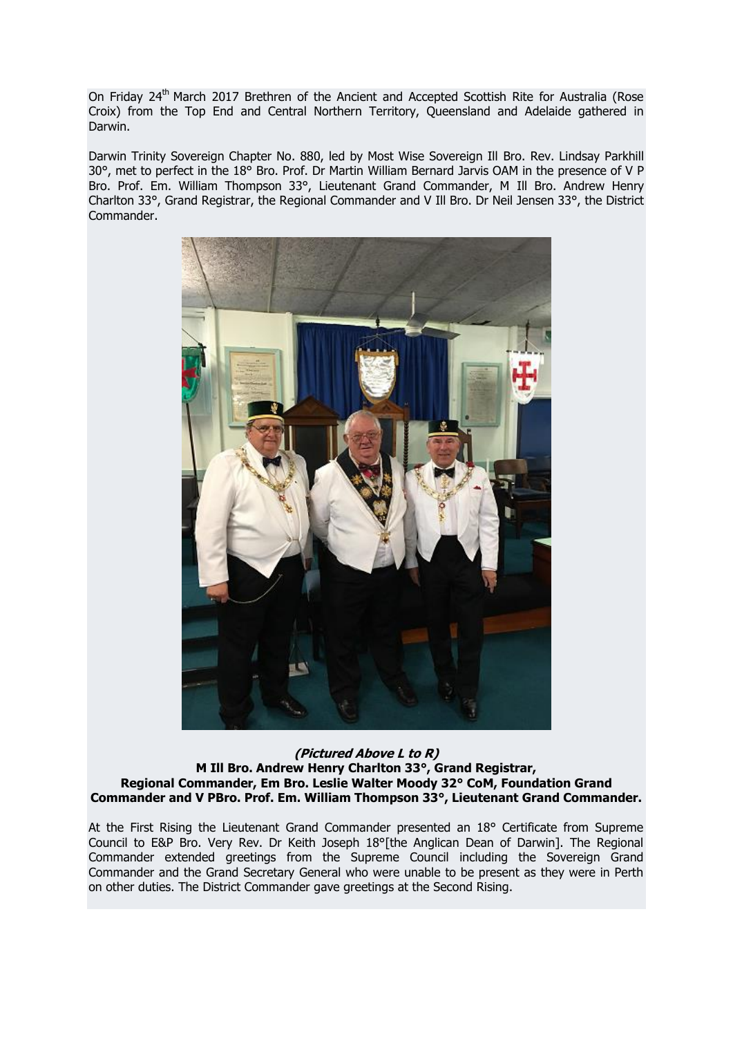On Friday 24th March 2017 Brethren of the Ancient and Accepted Scottish Rite for Australia (Rose Croix) from the Top End and Central Northern Territory, Queensland and Adelaide gathered in Darwin.

Darwin Trinity Sovereign Chapter No. 880, led by Most Wise Sovereign Ill Bro. Rev. Lindsay Parkhill 30°, met to perfect in the 18° Bro. Prof. Dr Martin William Bernard Jarvis OAM in the presence of V P Bro. Prof. Em. William Thompson 33°, Lieutenant Grand Commander, M Ill Bro. Andrew Henry Charlton 33°, Grand Registrar, the Regional Commander and V Ill Bro. Dr Neil Jensen 33°, the District Commander.

***(Pictured Above L to R)***
**M Ill Bro. Andrew Henry Charlton 33°, Grand Registrar, Regional Commander, Em Bro. Leslie Walter Moody 32° CoM, Foundation Grand Commander and V PBro. Prof. Em. William Thompson 33°, Lieutenant Grand Commander.**

At the First Rising the Lieutenant Grand Commander presented an 18° Certificate from Supreme Council to E&P Bro. Very Rev. Dr Keith Joseph 18°[the Anglican Dean of Darwin]. The Regional Commander extended greetings from the Supreme Council including the Sovereign Grand Commander and the Grand Secretary General who were unable to be present as they were in Perth on other duties. The District Commander gave greetings at the Second Rising.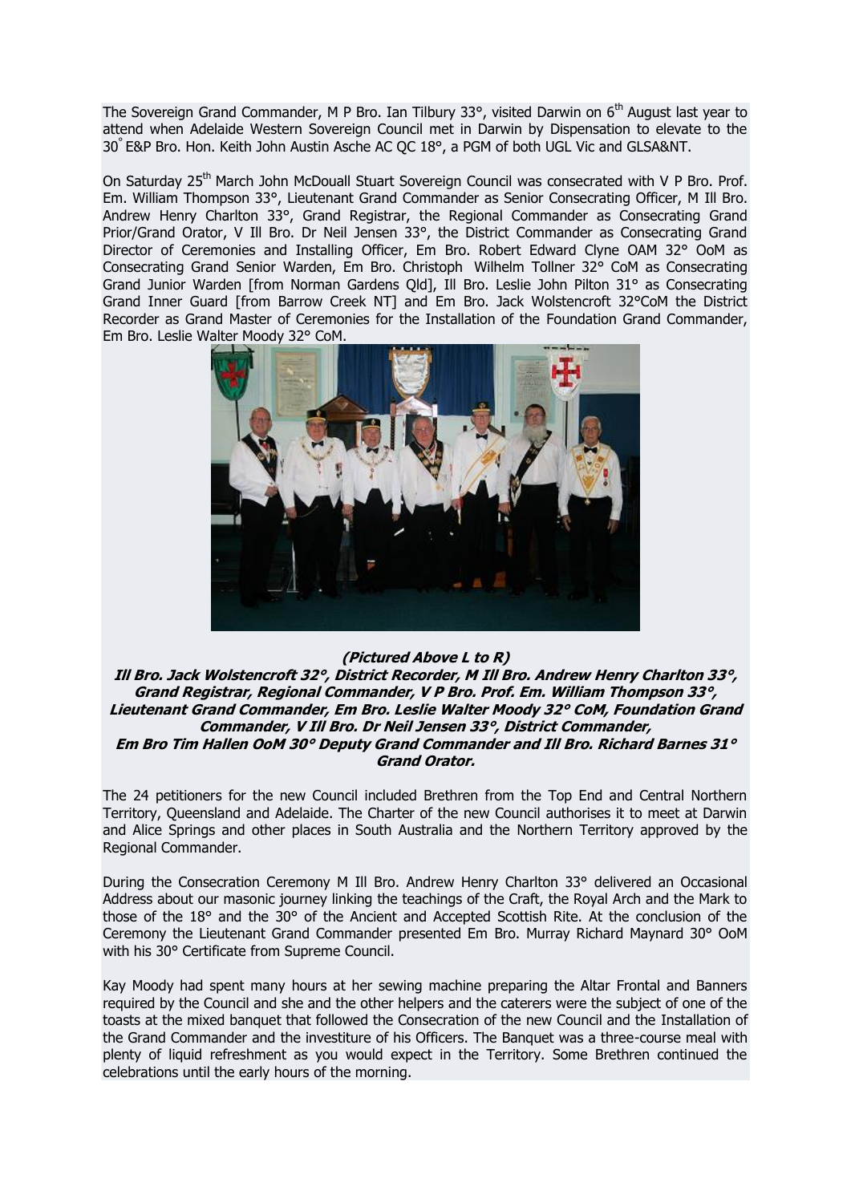The Sovereign Grand Commander, M P Bro. Ian Tilbury 33°, visited Darwin on 6th August last year to attend when Adelaide Western Sovereign Council met in Darwin by Dispensation to elevate to the 30° E&P Bro. Hon. Keith John Austin Asche AC QC 18°, a PGM of both UGL Vic and GLSA&NT.

On Saturday 25th March John McDouall Stuart Sovereign Council was consecrated with V P Bro. Prof. Em. William Thompson 33°, Lieutenant Grand Commander as Senior Consecrating Officer, M Ill Bro. Andrew Henry Charlton 33°, Grand Registrar, the Regional Commander as Consecrating Grand Prior/Grand Orator, V Ill Bro. Dr Neil Jensen 33°, the District Commander as Consecrating Grand Director of Ceremonies and Installing Officer, Em Bro. Robert Edward Clyne OAM 32° OoM as Consecrating Grand Senior Warden, Em Bro. Christoph Wilhelm Tollner 32° CoM as Consecrating Grand Junior Warden [from Norman Gardens Qld], Ill Bro. Leslie John Pilton 31° as Consecrating Grand Inner Guard [from Barrow Creek NT] and Em Bro. Jack Wolstencroft 32°CoM the District Recorder as Grand Master of Ceremonies for the Installation of the Foundation Grand Commander, Em Bro. Leslie Walter Moody 32° CoM.

***(Pictured Above L to R)***
***Ill Bro. Jack Wolstencroft 32°, District Recorder, M Ill Bro. Andrew Henry Charlton 33°, Grand Registrar, Regional Commander, V P Bro. Prof. Em. William Thompson 33°, Lieutenant Grand Commander, Em Bro. Leslie Walter Moody 32° CoM, Foundation Grand Commander, V Ill Bro. Dr Neil Jensen 33°, District Commander, Em Bro Tim Hallen OoM 30° Deputy Grand Commander and Ill Bro. Richard Barnes 31° Grand Orator.***

The 24 petitioners for the new Council included Brethren from the Top End and Central Northern Territory, Queensland and Adelaide. The Charter of the new Council authorises it to meet at Darwin and Alice Springs and other places in South Australia and the Northern Territory approved by the Regional Commander.

During the Consecration Ceremony M Ill Bro. Andrew Henry Charlton 33° delivered an Occasional Address about our masonic journey linking the teachings of the Craft, the Royal Arch and the Mark to those of the 18° and the 30° of the Ancient and Accepted Scottish Rite. At the conclusion of the Ceremony the Lieutenant Grand Commander presented Em Bro. Murray Richard Maynard 30° OoM with his 30° Certificate from Supreme Council.

Kay Moody had spent many hours at her sewing machine preparing the Altar Frontal and Banners required by the Council and she and the other helpers and the caterers were the subject of one of the toasts at the mixed banquet that followed the Consecration of the new Council and the Installation of the Grand Commander and the investiture of his Officers. The Banquet was a three-course meal with plenty of liquid refreshment as you would expect in the Territory. Some Brethren continued the celebrations until the early hours of the morning.